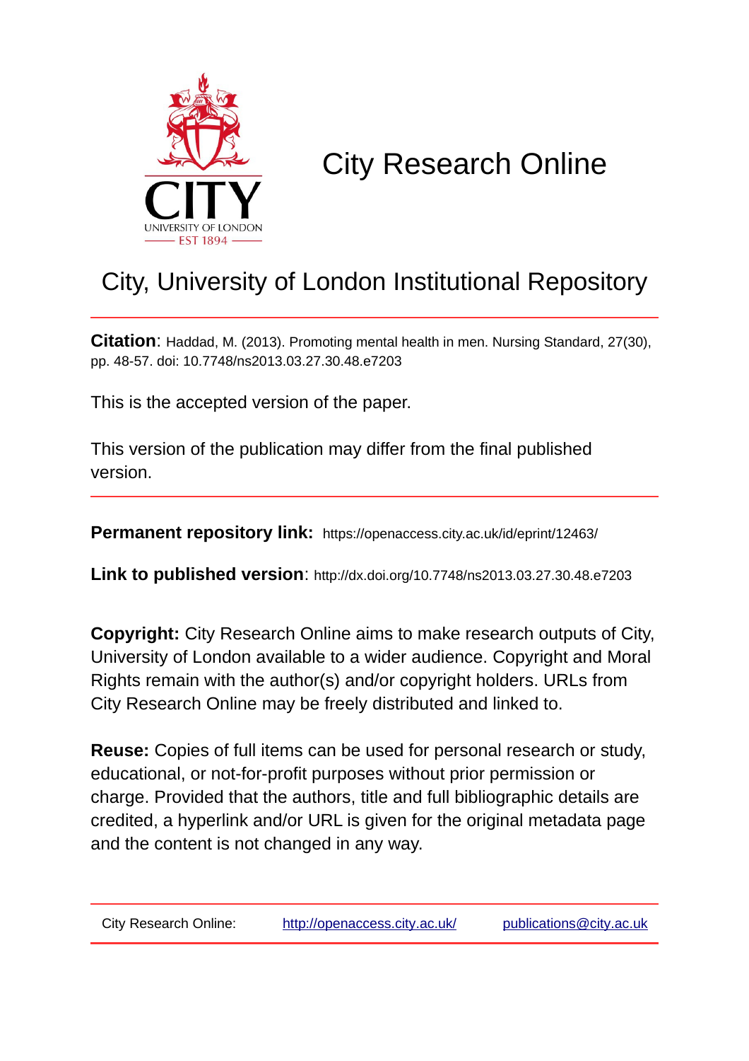# City Research Online

## City, University of London Institutional Repository

**Citation**: Haddad, M. (2013). Promoting mental health in men. Nursing Standard, 27(30), pp. 48-57. doi: 10.7748/ns2013.03.27.30.48.e7203

This is the accepted version of the paper.

This version of the publication may differ from the final published version.

**Permanent repository link:** https://openaccess.city.ac.uk/id/eprint/12463/

**Link to published version**: http://dx.doi.org/10.7748/ns2013.03.27.30.48.e7203

**Copyright:** City Research Online aims to make research outputs of City, University of London available to a wider audience. Copyright and Moral Rights remain with the author(s) and/or copyright holders. URLs from City Research Online may be freely distributed and linked to.

**Reuse:** Copies of full items can be used for personal research or study, educational, or not-for-profit purposes without prior permission or charge. Provided that the authors, title and full bibliographic details are credited, a hyperlink and/or URL is given for the original metadata page and the content is not changed in any way.

City Research Online: http://openaccess.city.ac.uk/ publications@city.ac.uk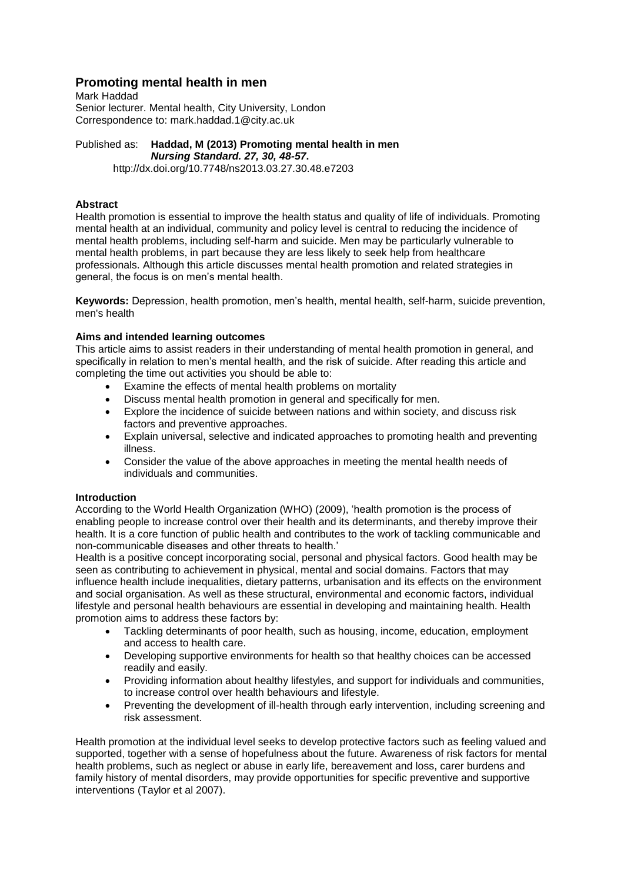# Promoting mental health in men

Mark Haddad
Senior lecturer. Mental health, City University, London
Correspondence to: mark.haddad.1@city.ac.uk

Published as: **Haddad, M (2013) Promoting mental health in men**
***Nursing Standard. 27, 30, 48-57*.**
http://dx.doi.org/10.7748/ns2013.03.27.30.48.e7203

**Abstract**

Health promotion is essential to improve the health status and quality of life of individuals. Promoting mental health at an individual, community and policy level is central to reducing the incidence of mental health problems, including self-harm and suicide. Men may be particularly vulnerable to mental health problems, in part because they are less likely to seek help from healthcare professionals. Although this article discusses mental health promotion and related strategies in general, the focus is on men's mental health.

**Keywords:** Depression, health promotion, men's health, mental health, self-harm, suicide prevention, men's health

**Aims and intended learning outcomes**

This article aims to assist readers in their understanding of mental health promotion in general, and specifically in relation to men's mental health, and the risk of suicide. After reading this article and completing the time out activities you should be able to:

- Examine the effects of mental health problems on mortality
- Discuss mental health promotion in general and specifically for men.
- Explore the incidence of suicide between nations and within society, and discuss risk factors and preventive approaches.
- Explain universal, selective and indicated approaches to promoting health and preventing illness.
- Consider the value of the above approaches in meeting the mental health needs of individuals and communities.

**Introduction**

According to the World Health Organization (WHO) (2009), 'health promotion is the process of enabling people to increase control over their health and its determinants, and thereby improve their health. It is a core function of public health and contributes to the work of tackling communicable and non-communicable diseases and other threats to health.'

Health is a positive concept incorporating social, personal and physical factors. Good health may be seen as contributing to achievement in physical, mental and social domains. Factors that may influence health include inequalities, dietary patterns, urbanisation and its effects on the environment and social organisation. As well as these structural, environmental and economic factors, individual lifestyle and personal health behaviours are essential in developing and maintaining health. Health promotion aims to address these factors by:

- Tackling determinants of poor health, such as housing, income, education, employment and access to health care.
- Developing supportive environments for health so that healthy choices can be accessed readily and easily.
- Providing information about healthy lifestyles, and support for individuals and communities, to increase control over health behaviours and lifestyle.
- Preventing the development of ill-health through early intervention, including screening and risk assessment.

Health promotion at the individual level seeks to develop protective factors such as feeling valued and supported, together with a sense of hopefulness about the future. Awareness of risk factors for mental health problems, such as neglect or abuse in early life, bereavement and loss, carer burdens and family history of mental disorders, may provide opportunities for specific preventive and supportive interventions (Taylor et al 2007).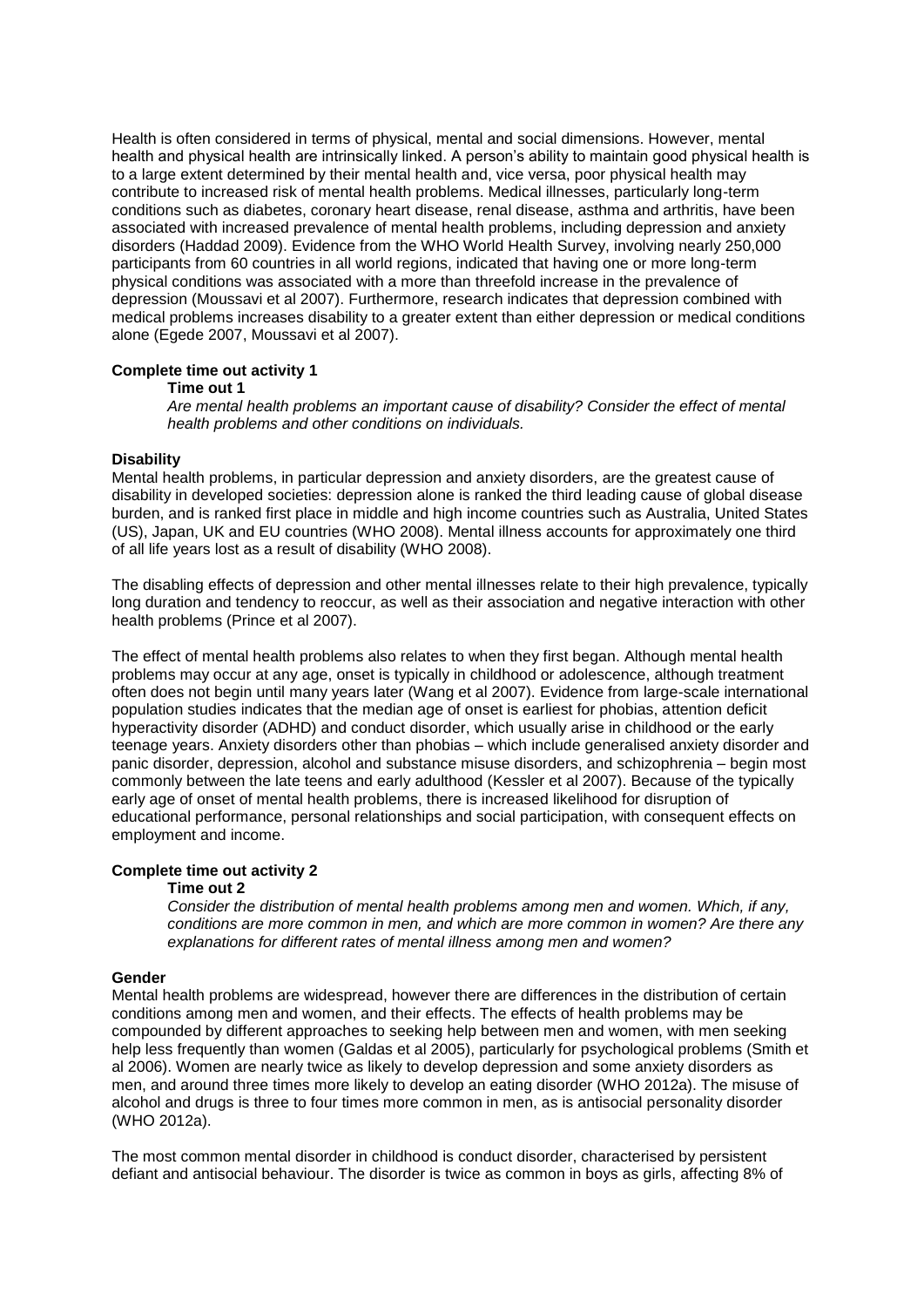Health is often considered in terms of physical, mental and social dimensions. However, mental health and physical health are intrinsically linked. A person's ability to maintain good physical health is to a large extent determined by their mental health and, vice versa, poor physical health may contribute to increased risk of mental health problems. Medical illnesses, particularly long-term conditions such as diabetes, coronary heart disease, renal disease, asthma and arthritis, have been associated with increased prevalence of mental health problems, including depression and anxiety disorders (Haddad 2009). Evidence from the WHO World Health Survey, involving nearly 250,000 participants from 60 countries in all world regions, indicated that having one or more long-term physical conditions was associated with a more than threefold increase in the prevalence of depression (Moussavi et al 2007). Furthermore, research indicates that depression combined with medical problems increases disability to a greater extent than either depression or medical conditions alone (Egede 2007, Moussavi et al 2007).

**Complete time out activity 1**

> **Time out 1**
>
> *Are mental health problems an important cause of disability? Consider the effect of mental health problems and other conditions on individuals.*

**Disability**

Mental health problems, in particular depression and anxiety disorders, are the greatest cause of disability in developed societies: depression alone is ranked the third leading cause of global disease burden, and is ranked first place in middle and high income countries such as Australia, United States (US), Japan, UK and EU countries (WHO 2008). Mental illness accounts for approximately one third of all life years lost as a result of disability (WHO 2008).

The disabling effects of depression and other mental illnesses relate to their high prevalence, typically long duration and tendency to reoccur, as well as their association and negative interaction with other health problems (Prince et al 2007).

The effect of mental health problems also relates to when they first began. Although mental health problems may occur at any age, onset is typically in childhood or adolescence, although treatment often does not begin until many years later (Wang et al 2007). Evidence from large-scale international population studies indicates that the median age of onset is earliest for phobias, attention deficit hyperactivity disorder (ADHD) and conduct disorder, which usually arise in childhood or the early teenage years. Anxiety disorders other than phobias – which include generalised anxiety disorder and panic disorder, depression, alcohol and substance misuse disorders, and schizophrenia – begin most commonly between the late teens and early adulthood (Kessler et al 2007). Because of the typically early age of onset of mental health problems, there is increased likelihood for disruption of educational performance, personal relationships and social participation, with consequent effects on employment and income.

**Complete time out activity 2**

> **Time out 2**
>
> *Consider the distribution of mental health problems among men and women. Which, if any, conditions are more common in men, and which are more common in women? Are there any explanations for different rates of mental illness among men and women?*

**Gender**

Mental health problems are widespread, however there are differences in the distribution of certain conditions among men and women, and their effects. The effects of health problems may be compounded by different approaches to seeking help between men and women, with men seeking help less frequently than women (Galdas et al 2005), particularly for psychological problems (Smith et al 2006). Women are nearly twice as likely to develop depression and some anxiety disorders as men, and around three times more likely to develop an eating disorder (WHO 2012a). The misuse of alcohol and drugs is three to four times more common in men, as is antisocial personality disorder (WHO 2012a).

The most common mental disorder in childhood is conduct disorder, characterised by persistent defiant and antisocial behaviour. The disorder is twice as common in boys as girls, affecting 8% of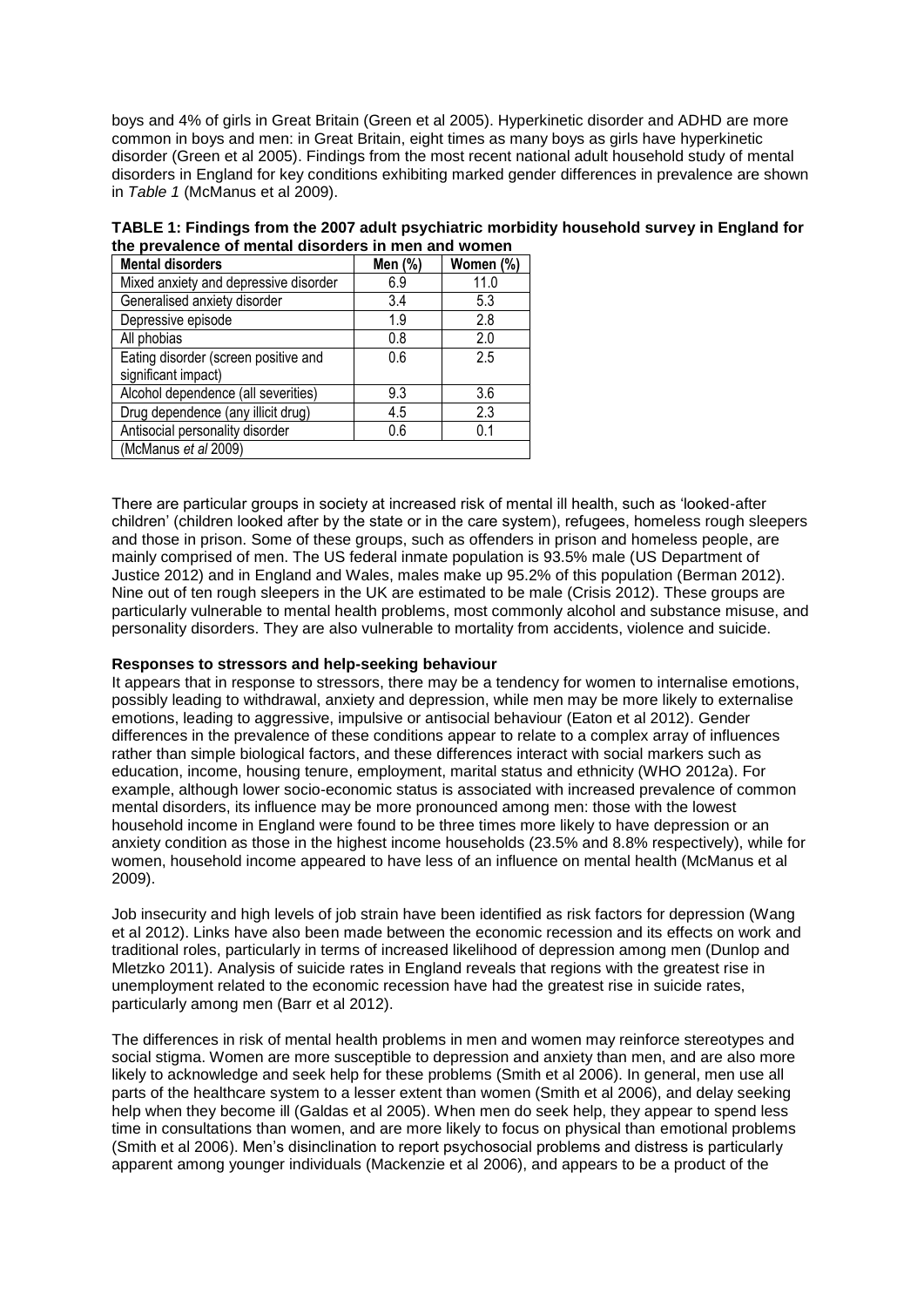boys and 4% of girls in Great Britain (Green et al 2005). Hyperkinetic disorder and ADHD are more common in boys and men: in Great Britain, eight times as many boys as girls have hyperkinetic disorder (Green et al 2005). Findings from the most recent national adult household study of mental disorders in England for key conditions exhibiting marked gender differences in prevalence are shown in *Table 1* (McManus et al 2009).

**TABLE 1: Findings from the 2007 adult psychiatric morbidity household survey in England for the prevalence of mental disorders in men and women**

| Mental disorders | Men (%) | Women (%) |
|---|---|---|
| Mixed anxiety and depressive disorder | 6.9 | 11.0 |
| Generalised anxiety disorder | 3.4 | 5.3 |
| Depressive episode | 1.9 | 2.8 |
| All phobias | 0.8 | 2.0 |
| Eating disorder (screen positive and significant impact) | 0.6 | 2.5 |
| Alcohol dependence (all severities) | 9.3 | 3.6 |
| Drug dependence (any illicit drug) | 4.5 | 2.3 |
| Antisocial personality disorder | 0.6 | 0.1 |
| (McManus *et al* 2009) | | |

There are particular groups in society at increased risk of mental ill health, such as 'looked-after children' (children looked after by the state or in the care system), refugees, homeless rough sleepers and those in prison. Some of these groups, such as offenders in prison and homeless people, are mainly comprised of men. The US federal inmate population is 93.5% male (US Department of Justice 2012) and in England and Wales, males make up 95.2% of this population (Berman 2012). Nine out of ten rough sleepers in the UK are estimated to be male (Crisis 2012). These groups are particularly vulnerable to mental health problems, most commonly alcohol and substance misuse, and personality disorders. They are also vulnerable to mortality from accidents, violence and suicide.

**Responses to stressors and help-seeking behaviour**

It appears that in response to stressors, there may be a tendency for women to internalise emotions, possibly leading to withdrawal, anxiety and depression, while men may be more likely to externalise emotions, leading to aggressive, impulsive or antisocial behaviour (Eaton et al 2012). Gender differences in the prevalence of these conditions appear to relate to a complex array of influences rather than simple biological factors, and these differences interact with social markers such as education, income, housing tenure, employment, marital status and ethnicity (WHO 2012a). For example, although lower socio-economic status is associated with increased prevalence of common mental disorders, its influence may be more pronounced among men: those with the lowest household income in England were found to be three times more likely to have depression or an anxiety condition as those in the highest income households (23.5% and 8.8% respectively), while for women, household income appeared to have less of an influence on mental health (McManus et al 2009).

Job insecurity and high levels of job strain have been identified as risk factors for depression (Wang et al 2012). Links have also been made between the economic recession and its effects on work and traditional roles, particularly in terms of increased likelihood of depression among men (Dunlop and Mletzko 2011). Analysis of suicide rates in England reveals that regions with the greatest rise in unemployment related to the economic recession have had the greatest rise in suicide rates, particularly among men (Barr et al 2012).

The differences in risk of mental health problems in men and women may reinforce stereotypes and social stigma. Women are more susceptible to depression and anxiety than men, and are also more likely to acknowledge and seek help for these problems (Smith et al 2006). In general, men use all parts of the healthcare system to a lesser extent than women (Smith et al 2006), and delay seeking help when they become ill (Galdas et al 2005). When men do seek help, they appear to spend less time in consultations than women, and are more likely to focus on physical than emotional problems (Smith et al 2006). Men's disinclination to report psychosocial problems and distress is particularly apparent among younger individuals (Mackenzie et al 2006), and appears to be a product of the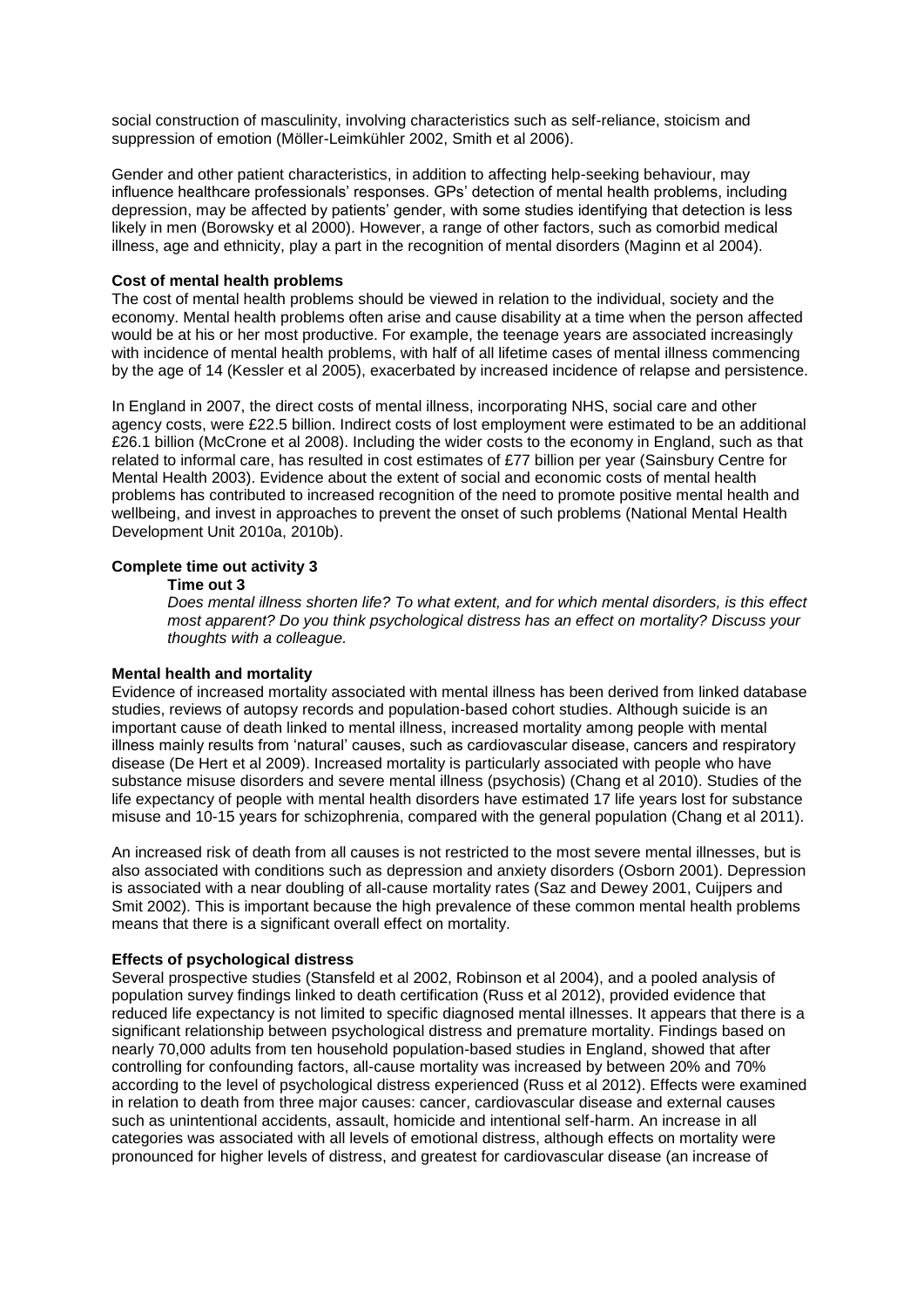social construction of masculinity, involving characteristics such as self-reliance, stoicism and suppression of emotion (Möller-Leimkühler 2002, Smith et al 2006).

Gender and other patient characteristics, in addition to affecting help-seeking behaviour, may influence healthcare professionals' responses. GPs' detection of mental health problems, including depression, may be affected by patients' gender, with some studies identifying that detection is less likely in men (Borowsky et al 2000). However, a range of other factors, such as comorbid medical illness, age and ethnicity, play a part in the recognition of mental disorders (Maginn et al 2004).

**Cost of mental health problems**

The cost of mental health problems should be viewed in relation to the individual, society and the economy. Mental health problems often arise and cause disability at a time when the person affected would be at his or her most productive. For example, the teenage years are associated increasingly with incidence of mental health problems, with half of all lifetime cases of mental illness commencing by the age of 14 (Kessler et al 2005), exacerbated by increased incidence of relapse and persistence.

In England in 2007, the direct costs of mental illness, incorporating NHS, social care and other agency costs, were £22.5 billion. Indirect costs of lost employment were estimated to be an additional £26.1 billion (McCrone et al 2008). Including the wider costs to the economy in England, such as that related to informal care, has resulted in cost estimates of £77 billion per year (Sainsbury Centre for Mental Health 2003). Evidence about the extent of social and economic costs of mental health problems has contributed to increased recognition of the need to promote positive mental health and wellbeing, and invest in approaches to prevent the onset of such problems (National Mental Health Development Unit 2010a, 2010b).

**Complete time out activity 3**

**Time out 3**

*Does mental illness shorten life? To what extent, and for which mental disorders, is this effect most apparent? Do you think psychological distress has an effect on mortality? Discuss your thoughts with a colleague.*

**Mental health and mortality**

Evidence of increased mortality associated with mental illness has been derived from linked database studies, reviews of autopsy records and population-based cohort studies. Although suicide is an important cause of death linked to mental illness, increased mortality among people with mental illness mainly results from 'natural' causes, such as cardiovascular disease, cancers and respiratory disease (De Hert et al 2009). Increased mortality is particularly associated with people who have substance misuse disorders and severe mental illness (psychosis) (Chang et al 2010). Studies of the life expectancy of people with mental health disorders have estimated 17 life years lost for substance misuse and 10-15 years for schizophrenia, compared with the general population (Chang et al 2011).

An increased risk of death from all causes is not restricted to the most severe mental illnesses, but is also associated with conditions such as depression and anxiety disorders (Osborn 2001). Depression is associated with a near doubling of all-cause mortality rates (Saz and Dewey 2001, Cuijpers and Smit 2002). This is important because the high prevalence of these common mental health problems means that there is a significant overall effect on mortality.

**Effects of psychological distress**

Several prospective studies (Stansfeld et al 2002, Robinson et al 2004), and a pooled analysis of population survey findings linked to death certification (Russ et al 2012), provided evidence that reduced life expectancy is not limited to specific diagnosed mental illnesses. It appears that there is a significant relationship between psychological distress and premature mortality. Findings based on nearly 70,000 adults from ten household population-based studies in England, showed that after controlling for confounding factors, all-cause mortality was increased by between 20% and 70% according to the level of psychological distress experienced (Russ et al 2012). Effects were examined in relation to death from three major causes: cancer, cardiovascular disease and external causes such as unintentional accidents, assault, homicide and intentional self-harm. An increase in all categories was associated with all levels of emotional distress, although effects on mortality were pronounced for higher levels of distress, and greatest for cardiovascular disease (an increase of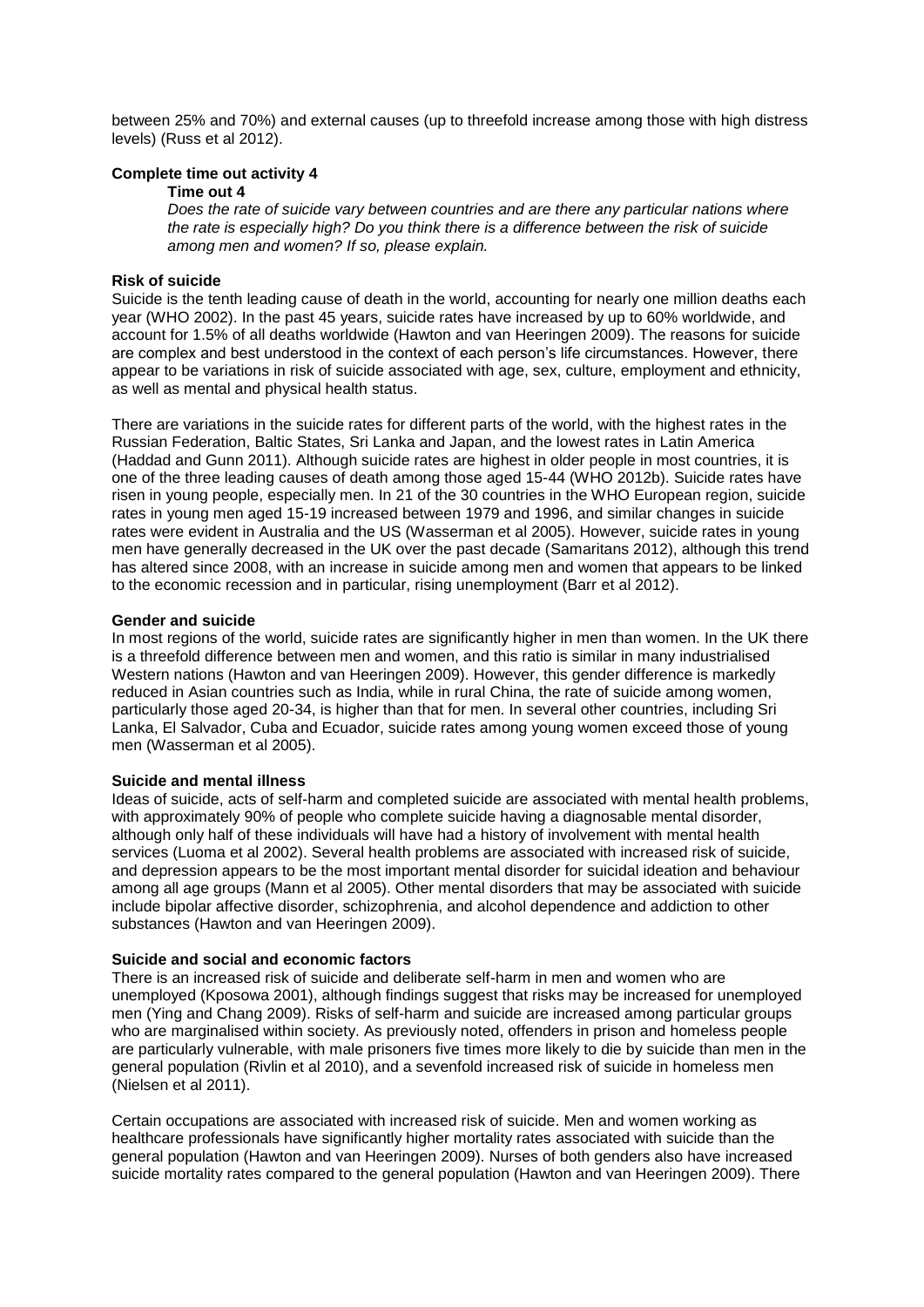between 25% and 70%) and external causes (up to threefold increase among those with high distress levels) (Russ et al 2012).

**Complete time out activity 4**

> **Time out 4**
>
> *Does the rate of suicide vary between countries and are there any particular nations where the rate is especially high? Do you think there is a difference between the risk of suicide among men and women? If so, please explain.*

**Risk of suicide**

Suicide is the tenth leading cause of death in the world, accounting for nearly one million deaths each year (WHO 2002). In the past 45 years, suicide rates have increased by up to 60% worldwide, and account for 1.5% of all deaths worldwide (Hawton and van Heeringen 2009). The reasons for suicide are complex and best understood in the context of each person's life circumstances. However, there appear to be variations in risk of suicide associated with age, sex, culture, employment and ethnicity, as well as mental and physical health status.

There are variations in the suicide rates for different parts of the world, with the highest rates in the Russian Federation, Baltic States, Sri Lanka and Japan, and the lowest rates in Latin America (Haddad and Gunn 2011). Although suicide rates are highest in older people in most countries, it is one of the three leading causes of death among those aged 15-44 (WHO 2012b). Suicide rates have risen in young people, especially men. In 21 of the 30 countries in the WHO European region, suicide rates in young men aged 15-19 increased between 1979 and 1996, and similar changes in suicide rates were evident in Australia and the US (Wasserman et al 2005). However, suicide rates in young men have generally decreased in the UK over the past decade (Samaritans 2012), although this trend has altered since 2008, with an increase in suicide among men and women that appears to be linked to the economic recession and in particular, rising unemployment (Barr et al 2012).

**Gender and suicide**

In most regions of the world, suicide rates are significantly higher in men than women. In the UK there is a threefold difference between men and women, and this ratio is similar in many industrialised Western nations (Hawton and van Heeringen 2009). However, this gender difference is markedly reduced in Asian countries such as India, while in rural China, the rate of suicide among women, particularly those aged 20-34, is higher than that for men. In several other countries, including Sri Lanka, El Salvador, Cuba and Ecuador, suicide rates among young women exceed those of young men (Wasserman et al 2005).

**Suicide and mental illness**

Ideas of suicide, acts of self-harm and completed suicide are associated with mental health problems, with approximately 90% of people who complete suicide having a diagnosable mental disorder, although only half of these individuals will have had a history of involvement with mental health services (Luoma et al 2002). Several health problems are associated with increased risk of suicide, and depression appears to be the most important mental disorder for suicidal ideation and behaviour among all age groups (Mann et al 2005). Other mental disorders that may be associated with suicide include bipolar affective disorder, schizophrenia, and alcohol dependence and addiction to other substances (Hawton and van Heeringen 2009).

**Suicide and social and economic factors**

There is an increased risk of suicide and deliberate self-harm in men and women who are unemployed (Kposowa 2001), although findings suggest that risks may be increased for unemployed men (Ying and Chang 2009). Risks of self-harm and suicide are increased among particular groups who are marginalised within society. As previously noted, offenders in prison and homeless people are particularly vulnerable, with male prisoners five times more likely to die by suicide than men in the general population (Rivlin et al 2010), and a sevenfold increased risk of suicide in homeless men (Nielsen et al 2011).

Certain occupations are associated with increased risk of suicide. Men and women working as healthcare professionals have significantly higher mortality rates associated with suicide than the general population (Hawton and van Heeringen 2009). Nurses of both genders also have increased suicide mortality rates compared to the general population (Hawton and van Heeringen 2009). There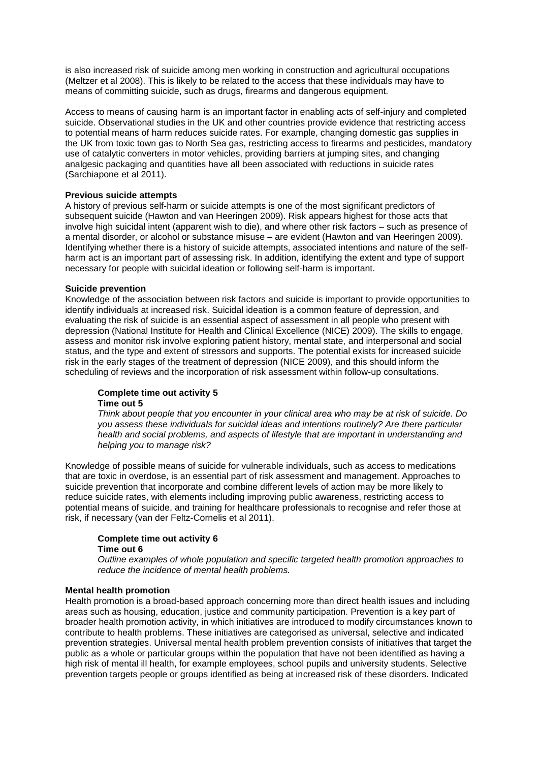is also increased risk of suicide among men working in construction and agricultural occupations (Meltzer et al 2008). This is likely to be related to the access that these individuals may have to means of committing suicide, such as drugs, firearms and dangerous equipment.

Access to means of causing harm is an important factor in enabling acts of self-injury and completed suicide. Observational studies in the UK and other countries provide evidence that restricting access to potential means of harm reduces suicide rates. For example, changing domestic gas supplies in the UK from toxic town gas to North Sea gas, restricting access to firearms and pesticides, mandatory use of catalytic converters in motor vehicles, providing barriers at jumping sites, and changing analgesic packaging and quantities have all been associated with reductions in suicide rates (Sarchiapone et al 2011).

**Previous suicide attempts**

A history of previous self-harm or suicide attempts is one of the most significant predictors of subsequent suicide (Hawton and van Heeringen 2009). Risk appears highest for those acts that involve high suicidal intent (apparent wish to die), and where other risk factors – such as presence of a mental disorder, or alcohol or substance misuse – are evident (Hawton and van Heeringen 2009). Identifying whether there is a history of suicide attempts, associated intentions and nature of the self-harm act is an important part of assessing risk. In addition, identifying the extent and type of support necessary for people with suicidal ideation or following self-harm is important.

**Suicide prevention**

Knowledge of the association between risk factors and suicide is important to provide opportunities to identify individuals at increased risk. Suicidal ideation is a common feature of depression, and evaluating the risk of suicide is an essential aspect of assessment in all people who present with depression (National Institute for Health and Clinical Excellence (NICE) 2009). The skills to engage, assess and monitor risk involve exploring patient history, mental state, and interpersonal and social status, and the type and extent of stressors and supports. The potential exists for increased suicide risk in the early stages of the treatment of depression (NICE 2009), and this should inform the scheduling of reviews and the incorporation of risk assessment within follow-up consultations.

> **Complete time out activity 5**
> **Time out 5**
> *Think about people that you encounter in your clinical area who may be at risk of suicide. Do you assess these individuals for suicidal ideas and intentions routinely? Are there particular health and social problems, and aspects of lifestyle that are important in understanding and helping you to manage risk?*

Knowledge of possible means of suicide for vulnerable individuals, such as access to medications that are toxic in overdose, is an essential part of risk assessment and management. Approaches to suicide prevention that incorporate and combine different levels of action may be more likely to reduce suicide rates, with elements including improving public awareness, restricting access to potential means of suicide, and training for healthcare professionals to recognise and refer those at risk, if necessary (van der Feltz-Cornelis et al 2011).

> **Complete time out activity 6**
> **Time out 6**
> *Outline examples of whole population and specific targeted health promotion approaches to reduce the incidence of mental health problems.*

**Mental health promotion**

Health promotion is a broad-based approach concerning more than direct health issues and including areas such as housing, education, justice and community participation. Prevention is a key part of broader health promotion activity, in which initiatives are introduced to modify circumstances known to contribute to health problems. These initiatives are categorised as universal, selective and indicated prevention strategies. Universal mental health problem prevention consists of initiatives that target the public as a whole or particular groups within the population that have not been identified as having a high risk of mental ill health, for example employees, school pupils and university students. Selective prevention targets people or groups identified as being at increased risk of these disorders. Indicated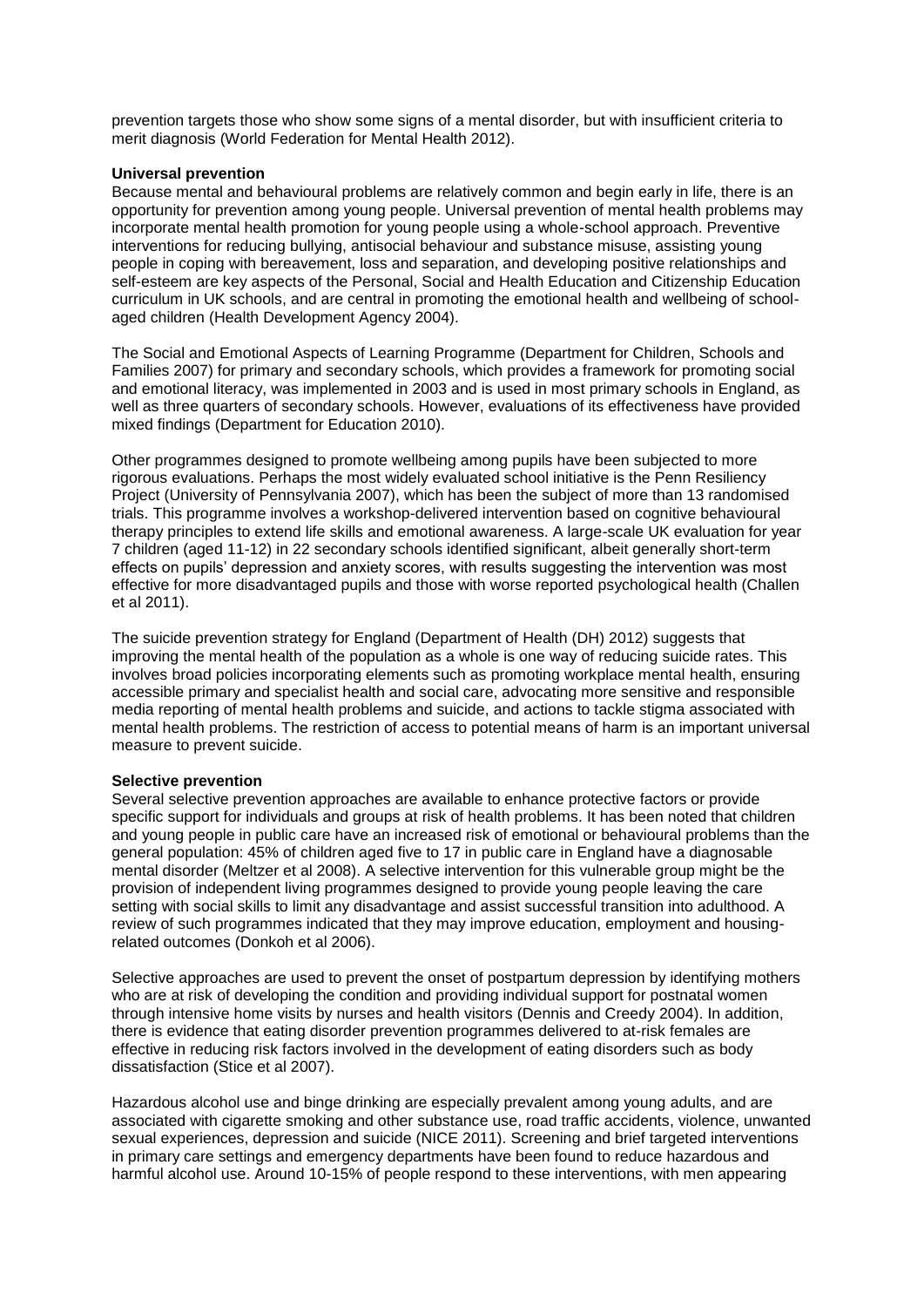prevention targets those who show some signs of a mental disorder, but with insufficient criteria to merit diagnosis (World Federation for Mental Health 2012).

**Universal prevention**

Because mental and behavioural problems are relatively common and begin early in life, there is an opportunity for prevention among young people. Universal prevention of mental health problems may incorporate mental health promotion for young people using a whole-school approach. Preventive interventions for reducing bullying, antisocial behaviour and substance misuse, assisting young people in coping with bereavement, loss and separation, and developing positive relationships and self-esteem are key aspects of the Personal, Social and Health Education and Citizenship Education curriculum in UK schools, and are central in promoting the emotional health and wellbeing of school-aged children (Health Development Agency 2004).

The Social and Emotional Aspects of Learning Programme (Department for Children, Schools and Families 2007) for primary and secondary schools, which provides a framework for promoting social and emotional literacy, was implemented in 2003 and is used in most primary schools in England, as well as three quarters of secondary schools. However, evaluations of its effectiveness have provided mixed findings (Department for Education 2010).

Other programmes designed to promote wellbeing among pupils have been subjected to more rigorous evaluations. Perhaps the most widely evaluated school initiative is the Penn Resiliency Project (University of Pennsylvania 2007), which has been the subject of more than 13 randomised trials. This programme involves a workshop-delivered intervention based on cognitive behavioural therapy principles to extend life skills and emotional awareness. A large-scale UK evaluation for year 7 children (aged 11-12) in 22 secondary schools identified significant, albeit generally short-term effects on pupils' depression and anxiety scores, with results suggesting the intervention was most effective for more disadvantaged pupils and those with worse reported psychological health (Challen et al 2011).

The suicide prevention strategy for England (Department of Health (DH) 2012) suggests that improving the mental health of the population as a whole is one way of reducing suicide rates. This involves broad policies incorporating elements such as promoting workplace mental health, ensuring accessible primary and specialist health and social care, advocating more sensitive and responsible media reporting of mental health problems and suicide, and actions to tackle stigma associated with mental health problems. The restriction of access to potential means of harm is an important universal measure to prevent suicide.

**Selective prevention**

Several selective prevention approaches are available to enhance protective factors or provide specific support for individuals and groups at risk of health problems. It has been noted that children and young people in public care have an increased risk of emotional or behavioural problems than the general population: 45% of children aged five to 17 in public care in England have a diagnosable mental disorder (Meltzer et al 2008). A selective intervention for this vulnerable group might be the provision of independent living programmes designed to provide young people leaving the care setting with social skills to limit any disadvantage and assist successful transition into adulthood. A review of such programmes indicated that they may improve education, employment and housing-related outcomes (Donkoh et al 2006).

Selective approaches are used to prevent the onset of postpartum depression by identifying mothers who are at risk of developing the condition and providing individual support for postnatal women through intensive home visits by nurses and health visitors (Dennis and Creedy 2004). In addition, there is evidence that eating disorder prevention programmes delivered to at-risk females are effective in reducing risk factors involved in the development of eating disorders such as body dissatisfaction (Stice et al 2007).

Hazardous alcohol use and binge drinking are especially prevalent among young adults, and are associated with cigarette smoking and other substance use, road traffic accidents, violence, unwanted sexual experiences, depression and suicide (NICE 2011). Screening and brief targeted interventions in primary care settings and emergency departments have been found to reduce hazardous and harmful alcohol use. Around 10-15% of people respond to these interventions, with men appearing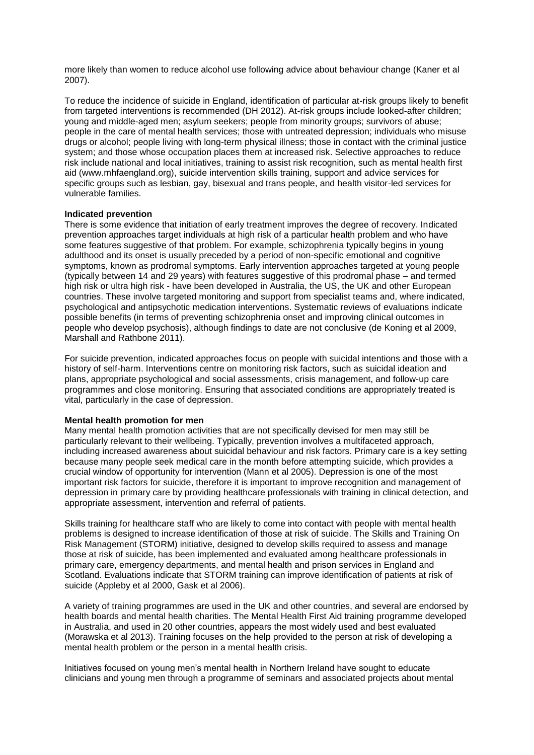more likely than women to reduce alcohol use following advice about behaviour change (Kaner et al 2007).

To reduce the incidence of suicide in England, identification of particular at-risk groups likely to benefit from targeted interventions is recommended (DH 2012). At-risk groups include looked-after children; young and middle-aged men; asylum seekers; people from minority groups; survivors of abuse; people in the care of mental health services; those with untreated depression; individuals who misuse drugs or alcohol; people living with long-term physical illness; those in contact with the criminal justice system; and those whose occupation places them at increased risk. Selective approaches to reduce risk include national and local initiatives, training to assist risk recognition, such as mental health first aid (www.mhfaengland.org), suicide intervention skills training, support and advice services for specific groups such as lesbian, gay, bisexual and trans people, and health visitor-led services for vulnerable families.

**Indicated prevention**

There is some evidence that initiation of early treatment improves the degree of recovery. Indicated prevention approaches target individuals at high risk of a particular health problem and who have some features suggestive of that problem. For example, schizophrenia typically begins in young adulthood and its onset is usually preceded by a period of non-specific emotional and cognitive symptoms, known as prodromal symptoms. Early intervention approaches targeted at young people (typically between 14 and 29 years) with features suggestive of this prodromal phase – and termed high risk or ultra high risk - have been developed in Australia, the US, the UK and other European countries. These involve targeted monitoring and support from specialist teams and, where indicated, psychological and antipsychotic medication interventions. Systematic reviews of evaluations indicate possible benefits (in terms of preventing schizophrenia onset and improving clinical outcomes in people who develop psychosis), although findings to date are not conclusive (de Koning et al 2009, Marshall and Rathbone 2011).

For suicide prevention, indicated approaches focus on people with suicidal intentions and those with a history of self-harm. Interventions centre on monitoring risk factors, such as suicidal ideation and plans, appropriate psychological and social assessments, crisis management, and follow-up care programmes and close monitoring. Ensuring that associated conditions are appropriately treated is vital, particularly in the case of depression.

**Mental health promotion for men**

Many mental health promotion activities that are not specifically devised for men may still be particularly relevant to their wellbeing. Typically, prevention involves a multifaceted approach, including increased awareness about suicidal behaviour and risk factors. Primary care is a key setting because many people seek medical care in the month before attempting suicide, which provides a crucial window of opportunity for intervention (Mann et al 2005). Depression is one of the most important risk factors for suicide, therefore it is important to improve recognition and management of depression in primary care by providing healthcare professionals with training in clinical detection, and appropriate assessment, intervention and referral of patients.

Skills training for healthcare staff who are likely to come into contact with people with mental health problems is designed to increase identification of those at risk of suicide. The Skills and Training On Risk Management (STORM) initiative, designed to develop skills required to assess and manage those at risk of suicide, has been implemented and evaluated among healthcare professionals in primary care, emergency departments, and mental health and prison services in England and Scotland. Evaluations indicate that STORM training can improve identification of patients at risk of suicide (Appleby et al 2000, Gask et al 2006).

A variety of training programmes are used in the UK and other countries, and several are endorsed by health boards and mental health charities. The Mental Health First Aid training programme developed in Australia, and used in 20 other countries, appears the most widely used and best evaluated (Morawska et al 2013). Training focuses on the help provided to the person at risk of developing a mental health problem or the person in a mental health crisis.

Initiatives focused on young men's mental health in Northern Ireland have sought to educate clinicians and young men through a programme of seminars and associated projects about mental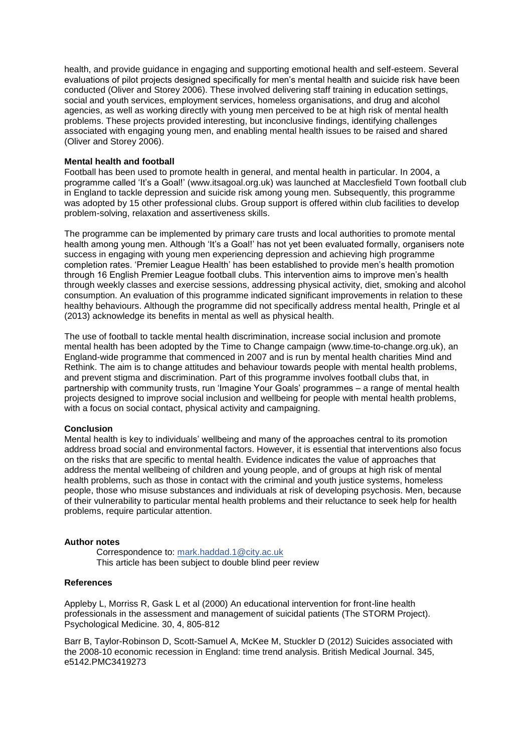health, and provide guidance in engaging and supporting emotional health and self-esteem. Several evaluations of pilot projects designed specifically for men's mental health and suicide risk have been conducted (Oliver and Storey 2006). These involved delivering staff training in education settings, social and youth services, employment services, homeless organisations, and drug and alcohol agencies, as well as working directly with young men perceived to be at high risk of mental health problems. These projects provided interesting, but inconclusive findings, identifying challenges associated with engaging young men, and enabling mental health issues to be raised and shared (Oliver and Storey 2006).

**Mental health and football**

Football has been used to promote health in general, and mental health in particular. In 2004, a programme called 'It's a Goal!' (www.itsagoal.org.uk) was launched at Macclesfield Town football club in England to tackle depression and suicide risk among young men. Subsequently, this programme was adopted by 15 other professional clubs. Group support is offered within club facilities to develop problem-solving, relaxation and assertiveness skills.

The programme can be implemented by primary care trusts and local authorities to promote mental health among young men. Although 'It's a Goal!' has not yet been evaluated formally, organisers note success in engaging with young men experiencing depression and achieving high programme completion rates. 'Premier League Health' has been established to provide men's health promotion through 16 English Premier League football clubs. This intervention aims to improve men's health through weekly classes and exercise sessions, addressing physical activity, diet, smoking and alcohol consumption. An evaluation of this programme indicated significant improvements in relation to these healthy behaviours. Although the programme did not specifically address mental health, Pringle et al (2013) acknowledge its benefits in mental as well as physical health.

The use of football to tackle mental health discrimination, increase social inclusion and promote mental health has been adopted by the Time to Change campaign (www.time-to-change.org.uk), an England-wide programme that commenced in 2007 and is run by mental health charities Mind and Rethink. The aim is to change attitudes and behaviour towards people with mental health problems, and prevent stigma and discrimination. Part of this programme involves football clubs that, in partnership with community trusts, run 'Imagine Your Goals' programmes – a range of mental health projects designed to improve social inclusion and wellbeing for people with mental health problems, with a focus on social contact, physical activity and campaigning.

**Conclusion**

Mental health is key to individuals' wellbeing and many of the approaches central to its promotion address broad social and environmental factors. However, it is essential that interventions also focus on the risks that are specific to mental health. Evidence indicates the value of approaches that address the mental wellbeing of children and young people, and of groups at high risk of mental health problems, such as those in contact with the criminal and youth justice systems, homeless people, those who misuse substances and individuals at risk of developing psychosis. Men, because of their vulnerability to particular mental health problems and their reluctance to seek help for health problems, require particular attention.

**Author notes**

Correspondence to: mark.haddad.1@city.ac.uk
This article has been subject to double blind peer review

**References**

Appleby L, Morriss R, Gask L et al (2000) An educational intervention for front-line health professionals in the assessment and management of suicidal patients (The STORM Project). Psychological Medicine. 30, 4, 805-812

Barr B, Taylor-Robinson D, Scott-Samuel A, McKee M, Stuckler D (2012) Suicides associated with the 2008-10 economic recession in England: time trend analysis. British Medical Journal. 345, e5142.PMC3419273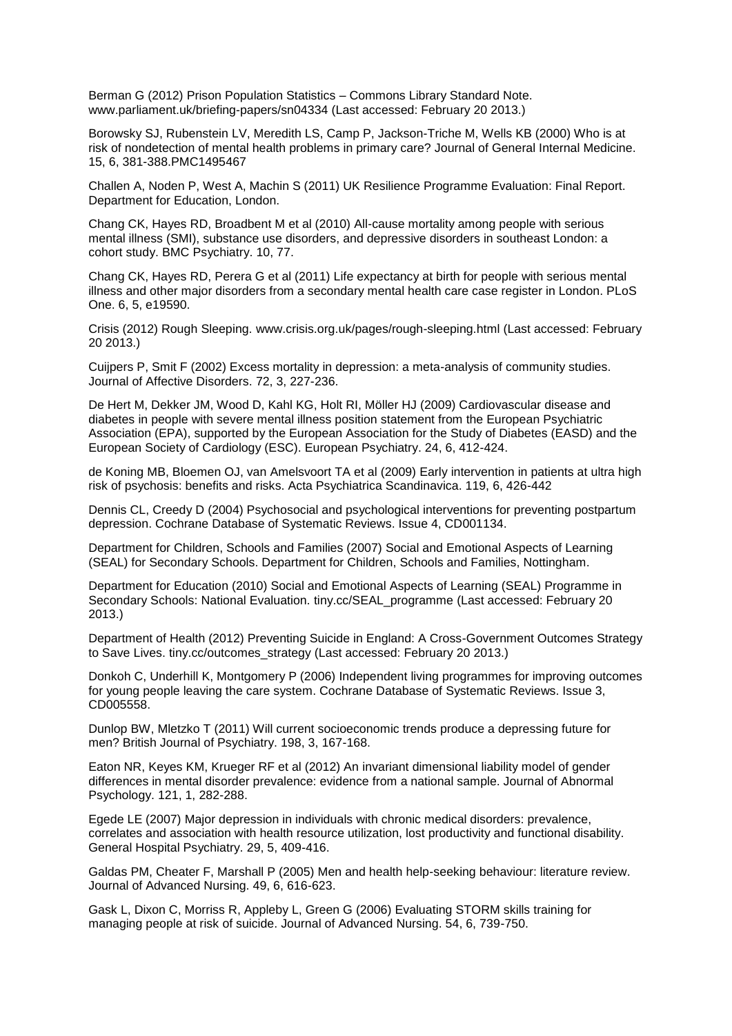Berman G (2012) Prison Population Statistics – Commons Library Standard Note. www.parliament.uk/briefing-papers/sn04334 (Last accessed: February 20 2013.)

Borowsky SJ, Rubenstein LV, Meredith LS, Camp P, Jackson-Triche M, Wells KB (2000) Who is at risk of nondetection of mental health problems in primary care? Journal of General Internal Medicine. 15, 6, 381-388.PMC1495467

Challen A, Noden P, West A, Machin S (2011) UK Resilience Programme Evaluation: Final Report. Department for Education, London.

Chang CK, Hayes RD, Broadbent M et al (2010) All-cause mortality among people with serious mental illness (SMI), substance use disorders, and depressive disorders in southeast London: a cohort study. BMC Psychiatry. 10, 77.

Chang CK, Hayes RD, Perera G et al (2011) Life expectancy at birth for people with serious mental illness and other major disorders from a secondary mental health care case register in London. PLoS One. 6, 5, e19590.

Crisis (2012) Rough Sleeping. www.crisis.org.uk/pages/rough-sleeping.html (Last accessed: February 20 2013.)

Cuijpers P, Smit F (2002) Excess mortality in depression: a meta-analysis of community studies. Journal of Affective Disorders. 72, 3, 227-236.

De Hert M, Dekker JM, Wood D, Kahl KG, Holt RI, Möller HJ (2009) Cardiovascular disease and diabetes in people with severe mental illness position statement from the European Psychiatric Association (EPA), supported by the European Association for the Study of Diabetes (EASD) and the European Society of Cardiology (ESC). European Psychiatry. 24, 6, 412-424.

de Koning MB, Bloemen OJ, van Amelsvoort TA et al (2009) Early intervention in patients at ultra high risk of psychosis: benefits and risks. Acta Psychiatrica Scandinavica. 119, 6, 426-442

Dennis CL, Creedy D (2004) Psychosocial and psychological interventions for preventing postpartum depression. Cochrane Database of Systematic Reviews. Issue 4, CD001134.

Department for Children, Schools and Families (2007) Social and Emotional Aspects of Learning (SEAL) for Secondary Schools. Department for Children, Schools and Families, Nottingham.

Department for Education (2010) Social and Emotional Aspects of Learning (SEAL) Programme in Secondary Schools: National Evaluation. tiny.cc/SEAL_programme (Last accessed: February 20 2013.)

Department of Health (2012) Preventing Suicide in England: A Cross-Government Outcomes Strategy to Save Lives. tiny.cc/outcomes_strategy (Last accessed: February 20 2013.)

Donkoh C, Underhill K, Montgomery P (2006) Independent living programmes for improving outcomes for young people leaving the care system. Cochrane Database of Systematic Reviews. Issue 3, CD005558.

Dunlop BW, Mletzko T (2011) Will current socioeconomic trends produce a depressing future for men? British Journal of Psychiatry. 198, 3, 167-168.

Eaton NR, Keyes KM, Krueger RF et al (2012) An invariant dimensional liability model of gender differences in mental disorder prevalence: evidence from a national sample. Journal of Abnormal Psychology. 121, 1, 282-288.

Egede LE (2007) Major depression in individuals with chronic medical disorders: prevalence, correlates and association with health resource utilization, lost productivity and functional disability. General Hospital Psychiatry. 29, 5, 409-416.

Galdas PM, Cheater F, Marshall P (2005) Men and health help-seeking behaviour: literature review. Journal of Advanced Nursing. 49, 6, 616-623.

Gask L, Dixon C, Morriss R, Appleby L, Green G (2006) Evaluating STORM skills training for managing people at risk of suicide. Journal of Advanced Nursing. 54, 6, 739-750.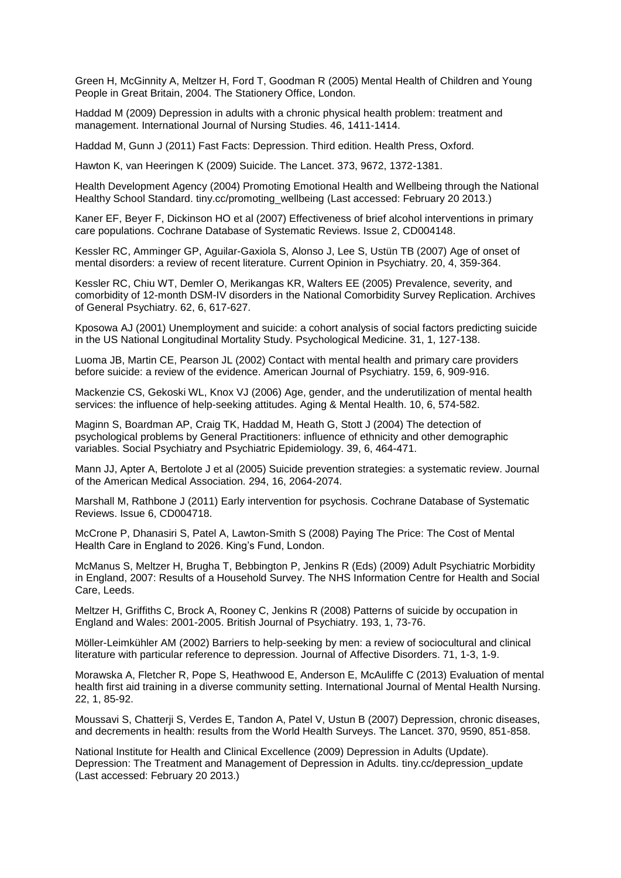Green H, McGinnity A, Meltzer H, Ford T, Goodman R (2005) Mental Health of Children and Young People in Great Britain, 2004. The Stationery Office, London.

Haddad M (2009) Depression in adults with a chronic physical health problem: treatment and management. International Journal of Nursing Studies. 46, 1411-1414.

Haddad M, Gunn J (2011) Fast Facts: Depression. Third edition. Health Press, Oxford.

Hawton K, van Heeringen K (2009) Suicide. The Lancet. 373, 9672, 1372-1381.

Health Development Agency (2004) Promoting Emotional Health and Wellbeing through the National Healthy School Standard. tiny.cc/promoting_wellbeing (Last accessed: February 20 2013.)

Kaner EF, Beyer F, Dickinson HO et al (2007) Effectiveness of brief alcohol interventions in primary care populations. Cochrane Database of Systematic Reviews. Issue 2, CD004148.

Kessler RC, Amminger GP, Aguilar-Gaxiola S, Alonso J, Lee S, Ustün TB (2007) Age of onset of mental disorders: a review of recent literature. Current Opinion in Psychiatry. 20, 4, 359-364.

Kessler RC, Chiu WT, Demler O, Merikangas KR, Walters EE (2005) Prevalence, severity, and comorbidity of 12-month DSM-IV disorders in the National Comorbidity Survey Replication. Archives of General Psychiatry. 62, 6, 617-627.

Kposowa AJ (2001) Unemployment and suicide: a cohort analysis of social factors predicting suicide in the US National Longitudinal Mortality Study. Psychological Medicine. 31, 1, 127-138.

Luoma JB, Martin CE, Pearson JL (2002) Contact with mental health and primary care providers before suicide: a review of the evidence. American Journal of Psychiatry. 159, 6, 909-916.

Mackenzie CS, Gekoski WL, Knox VJ (2006) Age, gender, and the underutilization of mental health services: the influence of help-seeking attitudes. Aging & Mental Health. 10, 6, 574-582.

Maginn S, Boardman AP, Craig TK, Haddad M, Heath G, Stott J (2004) The detection of psychological problems by General Practitioners: influence of ethnicity and other demographic variables. Social Psychiatry and Psychiatric Epidemiology. 39, 6, 464-471.

Mann JJ, Apter A, Bertolote J et al (2005) Suicide prevention strategies: a systematic review. Journal of the American Medical Association. 294, 16, 2064-2074.

Marshall M, Rathbone J (2011) Early intervention for psychosis. Cochrane Database of Systematic Reviews. Issue 6, CD004718.

McCrone P, Dhanasiri S, Patel A, Lawton-Smith S (2008) Paying The Price: The Cost of Mental Health Care in England to 2026. King's Fund, London.

McManus S, Meltzer H, Brugha T, Bebbington P, Jenkins R (Eds) (2009) Adult Psychiatric Morbidity in England, 2007: Results of a Household Survey. The NHS Information Centre for Health and Social Care, Leeds.

Meltzer H, Griffiths C, Brock A, Rooney C, Jenkins R (2008) Patterns of suicide by occupation in England and Wales: 2001-2005. British Journal of Psychiatry. 193, 1, 73-76.

Möller-Leimkühler AM (2002) Barriers to help-seeking by men: a review of sociocultural and clinical literature with particular reference to depression. Journal of Affective Disorders. 71, 1-3, 1-9.

Morawska A, Fletcher R, Pope S, Heathwood E, Anderson E, McAuliffe C (2013) Evaluation of mental health first aid training in a diverse community setting. International Journal of Mental Health Nursing. 22, 1, 85-92.

Moussavi S, Chatterji S, Verdes E, Tandon A, Patel V, Ustun B (2007) Depression, chronic diseases, and decrements in health: results from the World Health Surveys. The Lancet. 370, 9590, 851-858.

National Institute for Health and Clinical Excellence (2009) Depression in Adults (Update). Depression: The Treatment and Management of Depression in Adults. tiny.cc/depression_update (Last accessed: February 20 2013.)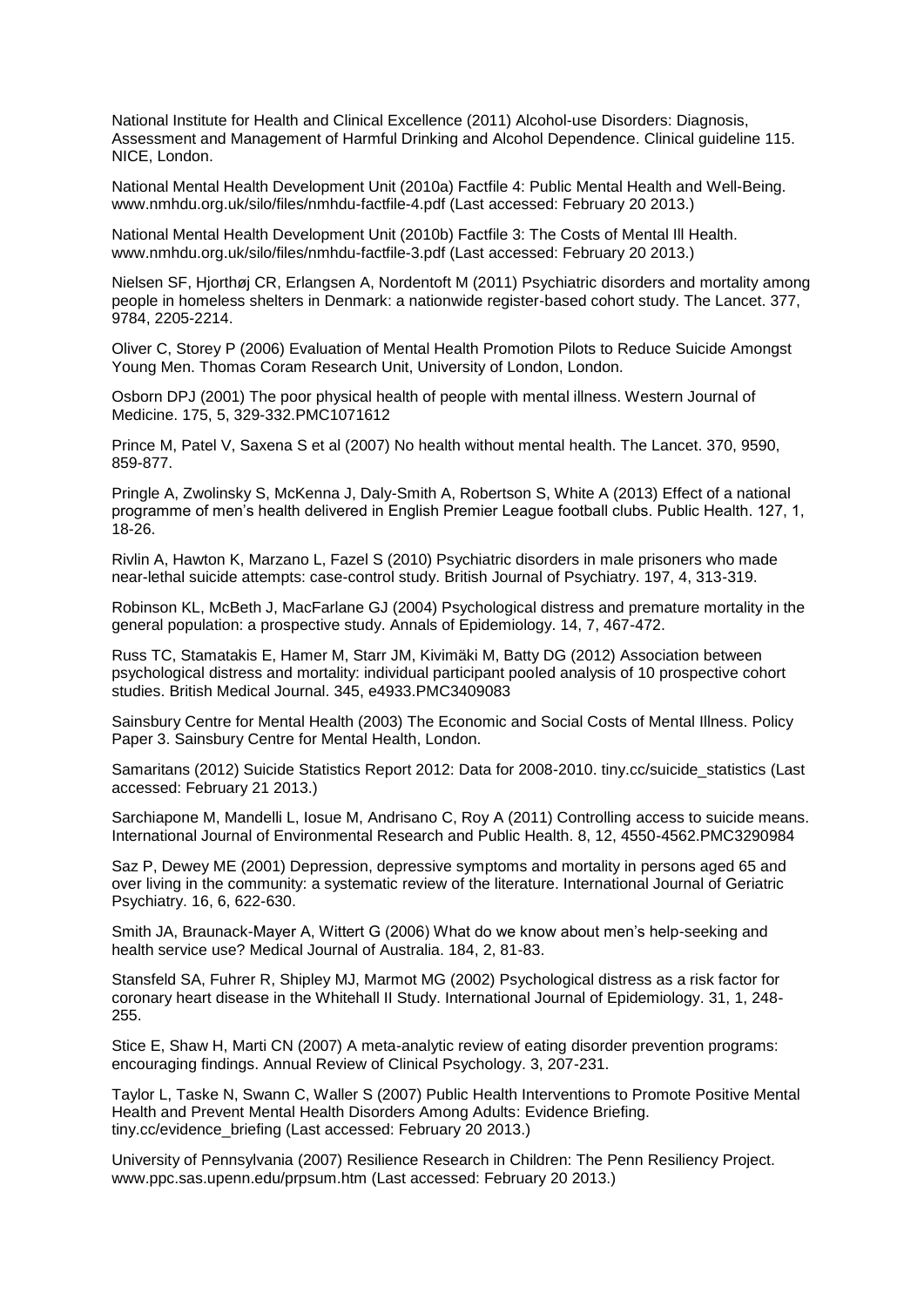National Institute for Health and Clinical Excellence (2011) Alcohol-use Disorders: Diagnosis, Assessment and Management of Harmful Drinking and Alcohol Dependence. Clinical guideline 115. NICE, London.

National Mental Health Development Unit (2010a) Factfile 4: Public Mental Health and Well-Being. www.nmhdu.org.uk/silo/files/nmhdu-factfile-4.pdf (Last accessed: February 20 2013.)

National Mental Health Development Unit (2010b) Factfile 3: The Costs of Mental Ill Health. www.nmhdu.org.uk/silo/files/nmhdu-factfile-3.pdf (Last accessed: February 20 2013.)

Nielsen SF, Hjorthøj CR, Erlangsen A, Nordentoft M (2011) Psychiatric disorders and mortality among people in homeless shelters in Denmark: a nationwide register-based cohort study. The Lancet. 377, 9784, 2205-2214.

Oliver C, Storey P (2006) Evaluation of Mental Health Promotion Pilots to Reduce Suicide Amongst Young Men. Thomas Coram Research Unit, University of London, London.

Osborn DPJ (2001) The poor physical health of people with mental illness. Western Journal of Medicine. 175, 5, 329-332.PMC1071612

Prince M, Patel V, Saxena S et al (2007) No health without mental health. The Lancet. 370, 9590, 859-877.

Pringle A, Zwolinsky S, McKenna J, Daly-Smith A, Robertson S, White A (2013) Effect of a national programme of men's health delivered in English Premier League football clubs. Public Health. 127, 1, 18-26.

Rivlin A, Hawton K, Marzano L, Fazel S (2010) Psychiatric disorders in male prisoners who made near-lethal suicide attempts: case-control study. British Journal of Psychiatry. 197, 4, 313-319.

Robinson KL, McBeth J, MacFarlane GJ (2004) Psychological distress and premature mortality in the general population: a prospective study. Annals of Epidemiology. 14, 7, 467-472.

Russ TC, Stamatakis E, Hamer M, Starr JM, Kivimäki M, Batty DG (2012) Association between psychological distress and mortality: individual participant pooled analysis of 10 prospective cohort studies. British Medical Journal. 345, e4933.PMC3409083

Sainsbury Centre for Mental Health (2003) The Economic and Social Costs of Mental Illness. Policy Paper 3. Sainsbury Centre for Mental Health, London.

Samaritans (2012) Suicide Statistics Report 2012: Data for 2008-2010. tiny.cc/suicide_statistics (Last accessed: February 21 2013.)

Sarchiapone M, Mandelli L, Iosue M, Andrisano C, Roy A (2011) Controlling access to suicide means. International Journal of Environmental Research and Public Health. 8, 12, 4550-4562.PMC3290984

Saz P, Dewey ME (2001) Depression, depressive symptoms and mortality in persons aged 65 and over living in the community: a systematic review of the literature. International Journal of Geriatric Psychiatry. 16, 6, 622-630.

Smith JA, Braunack-Mayer A, Wittert G (2006) What do we know about men's help-seeking and health service use? Medical Journal of Australia. 184, 2, 81-83.

Stansfeld SA, Fuhrer R, Shipley MJ, Marmot MG (2002) Psychological distress as a risk factor for coronary heart disease in the Whitehall II Study. International Journal of Epidemiology. 31, 1, 248-255.

Stice E, Shaw H, Marti CN (2007) A meta-analytic review of eating disorder prevention programs: encouraging findings. Annual Review of Clinical Psychology. 3, 207-231.

Taylor L, Taske N, Swann C, Waller S (2007) Public Health Interventions to Promote Positive Mental Health and Prevent Mental Health Disorders Among Adults: Evidence Briefing. tiny.cc/evidence_briefing (Last accessed: February 20 2013.)

University of Pennsylvania (2007) Resilience Research in Children: The Penn Resiliency Project. www.ppc.sas.upenn.edu/prpsum.htm (Last accessed: February 20 2013.)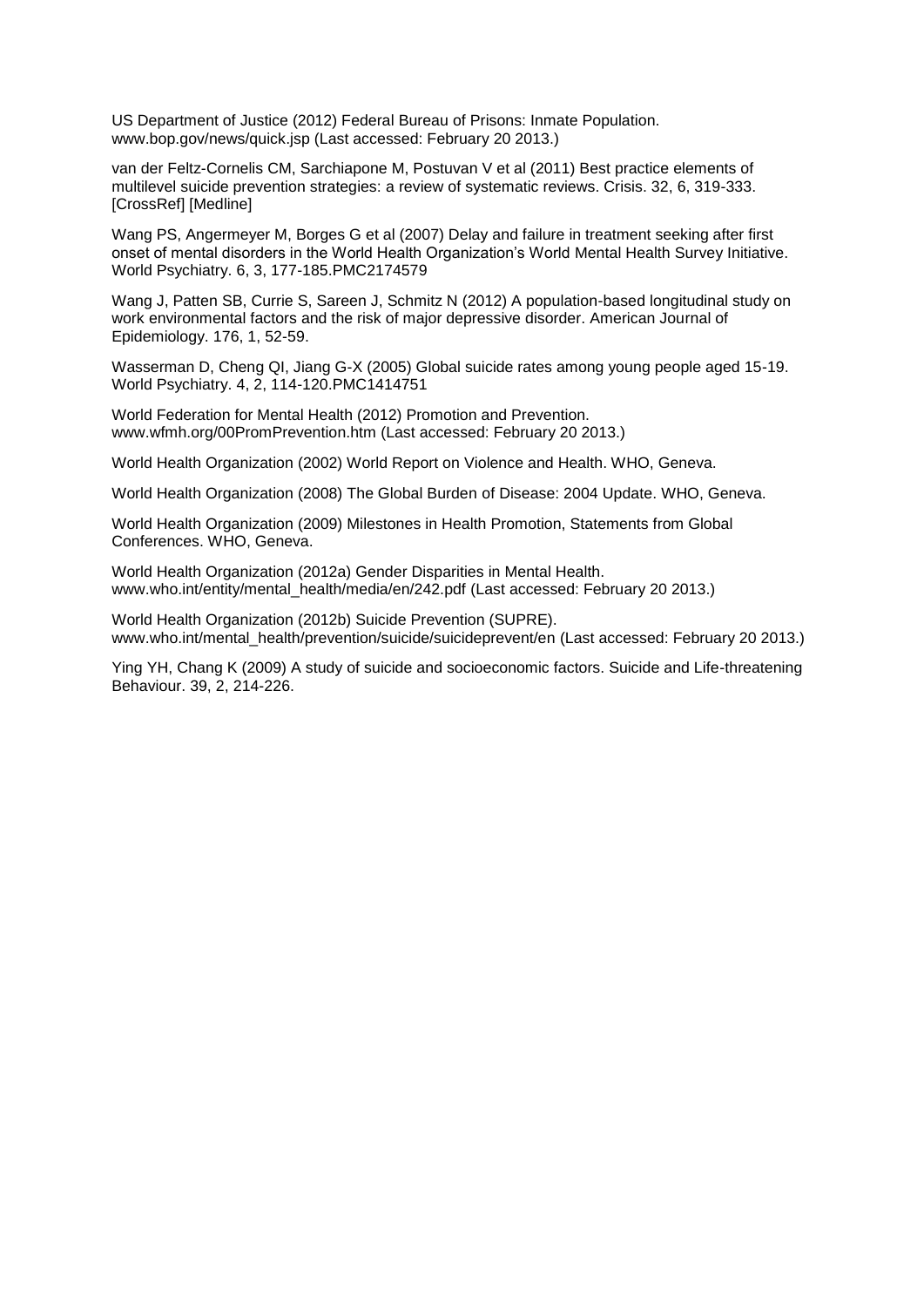US Department of Justice (2012) Federal Bureau of Prisons: Inmate Population. www.bop.gov/news/quick.jsp (Last accessed: February 20 2013.)

van der Feltz-Cornelis CM, Sarchiapone M, Postuvan V et al (2011) Best practice elements of multilevel suicide prevention strategies: a review of systematic reviews. Crisis. 32, 6, 319-333. [CrossRef] [Medline]

Wang PS, Angermeyer M, Borges G et al (2007) Delay and failure in treatment seeking after first onset of mental disorders in the World Health Organization's World Mental Health Survey Initiative. World Psychiatry. 6, 3, 177-185.PMC2174579

Wang J, Patten SB, Currie S, Sareen J, Schmitz N (2012) A population-based longitudinal study on work environmental factors and the risk of major depressive disorder. American Journal of Epidemiology. 176, 1, 52-59.

Wasserman D, Cheng QI, Jiang G-X (2005) Global suicide rates among young people aged 15-19. World Psychiatry. 4, 2, 114-120.PMC1414751

World Federation for Mental Health (2012) Promotion and Prevention. www.wfmh.org/00PromPrevention.htm (Last accessed: February 20 2013.)

World Health Organization (2002) World Report on Violence and Health. WHO, Geneva.

World Health Organization (2008) The Global Burden of Disease: 2004 Update. WHO, Geneva.

World Health Organization (2009) Milestones in Health Promotion, Statements from Global Conferences. WHO, Geneva.

World Health Organization (2012a) Gender Disparities in Mental Health. www.who.int/entity/mental_health/media/en/242.pdf (Last accessed: February 20 2013.)

World Health Organization (2012b) Suicide Prevention (SUPRE). www.who.int/mental_health/prevention/suicide/suicideprevent/en (Last accessed: February 20 2013.)

Ying YH, Chang K (2009) A study of suicide and socioeconomic factors. Suicide and Life-threatening Behaviour. 39, 2, 214-226.